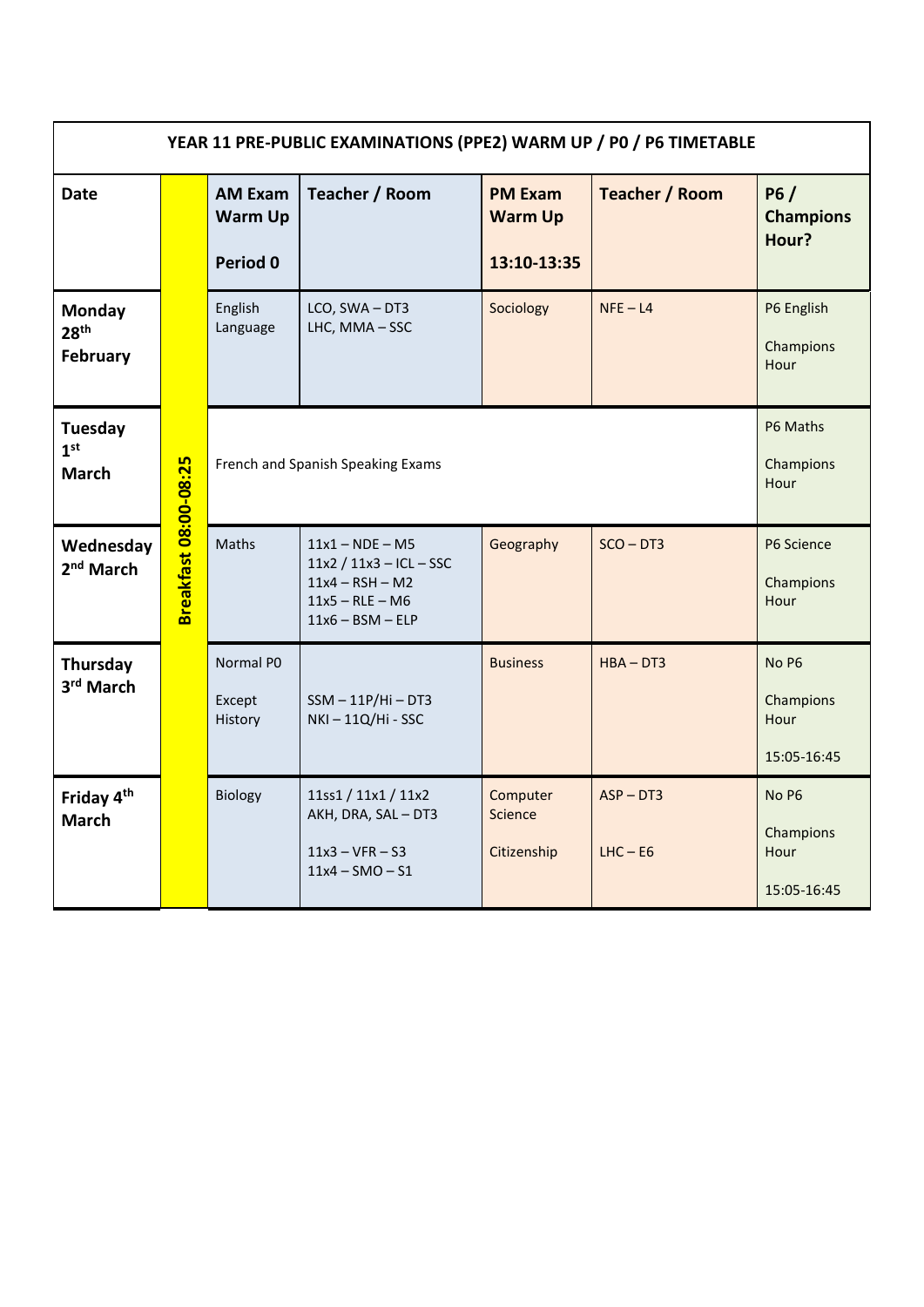| YEAR 11 PRE-PUBLIC EXAMINATIONS (PPE2) WARM UP / P0 / P6 TIMETABLE | | | | | | |
|---|---|---|---|---|---|---|
| **Date** | | **AM Exam Warm Up**<br><br>**Period 0** | **Teacher / Room** | **PM Exam Warm Up**<br><br>**13:10-13:35** | **Teacher / Room** | **P6 / Champions Hour?** |
| **Monday 28th February** | **Breakfast 08:00-08:25** | English Language | LCO, SWA – DT3<br>LHC, MMA – SSC | Sociology | NFE – L4 | P6 English<br><br>Champions Hour |
| **Tuesday 1st March** | | French and Spanish Speaking Exams | | | | P6 Maths<br><br>Champions Hour |
| **Wednesday 2nd March** | | Maths | 11x1 – NDE – M5<br>11x2 / 11x3 – ICL – SSC<br>11x4 – RSH – M2<br>11x5 – RLE – M6<br>11x6 – BSM – ELP | Geography | SCO – DT3 | P6 Science<br><br>Champions Hour |
| **Thursday 3rd March** | | Normal P0<br><br>Except History | SSM – 11P/Hi – DT3<br>NKI – 11Q/Hi - SSC | Business | HBA – DT3 | No P6<br><br>Champions Hour<br><br>15:05-16:45 |
| **Friday 4th March** | | Biology | 11ss1 / 11x1 / 11x2<br>AKH, DRA, SAL – DT3<br><br>11x3 – VFR – S3<br>11x4 – SMO – S1 | Computer Science<br><br>Citizenship | ASP – DT3<br><br>LHC – E6 | No P6<br><br>Champions Hour<br><br>15:05-16:45 |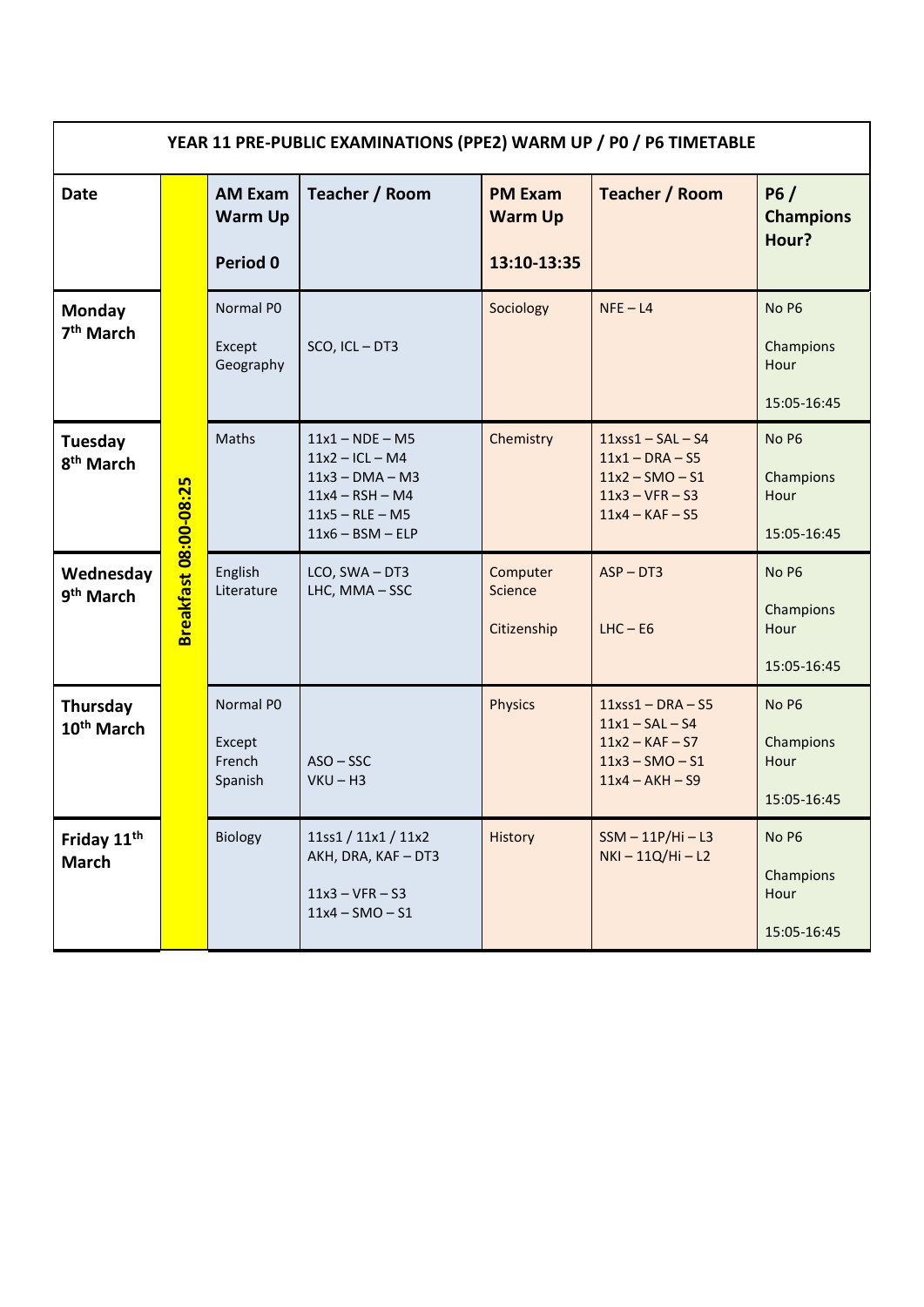| YEAR 11 PRE-PUBLIC EXAMINATIONS (PPE2) WARM UP / P0 / P6 TIMETABLE | | | | | | |
|---|---|---|---|---|---|---|
| **Date** | | **AM Exam Warm Up Period 0** | **Teacher / Room** | **PM Exam Warm Up 13:10-13:35** | **Teacher / Room** | **P6 / Champions Hour?** |
| **Monday 7th March** | **Breakfast 08:00-08:25** | Normal P0 Except Geography | SCO, ICL – DT3 | Sociology | NFE – L4 | No P6 Champions Hour 15:05-16:45 |
| **Tuesday 8th March** | | Maths | 11x1 – NDE – M5<br>11x2 – ICL – M4<br>11x3 – DMA – M3<br>11x4 – RSH – M4<br>11x5 – RLE – M5<br>11x6 – BSM – ELP | Chemistry | 11xss1 – SAL – S4<br>11x1 – DRA – S5<br>11x2 – SMO – S1<br>11x3 – VFR – S3<br>11x4 – KAF – S5 | No P6 Champions Hour 15:05-16:45 |
| **Wednesday 9th March** | | English Literature | LCO, SWA – DT3<br>LHC, MMA – SSC | Computer Science<br>Citizenship | ASP – DT3<br>LHC – E6 | No P6 Champions Hour 15:05-16:45 |
| **Thursday 10th March** | | Normal P0 Except French Spanish | ASO – SSC<br>VKU – H3 | Physics | 11xss1 – DRA – S5<br>11x1 – SAL – S4<br>11x2 – KAF – S7<br>11x3 – SMO – S1<br>11x4 – AKH – S9 | No P6 Champions Hour 15:05-16:45 |
| **Friday 11th March** | | Biology | 11ss1 / 11x1 / 11x2 AKH, DRA, KAF – DT3<br>11x3 – VFR – S3<br>11x4 – SMO – S1 | History | SSM – 11P/Hi – L3<br>NKI – 11Q/Hi – L2 | No P6 Champions Hour 15:05-16:45 |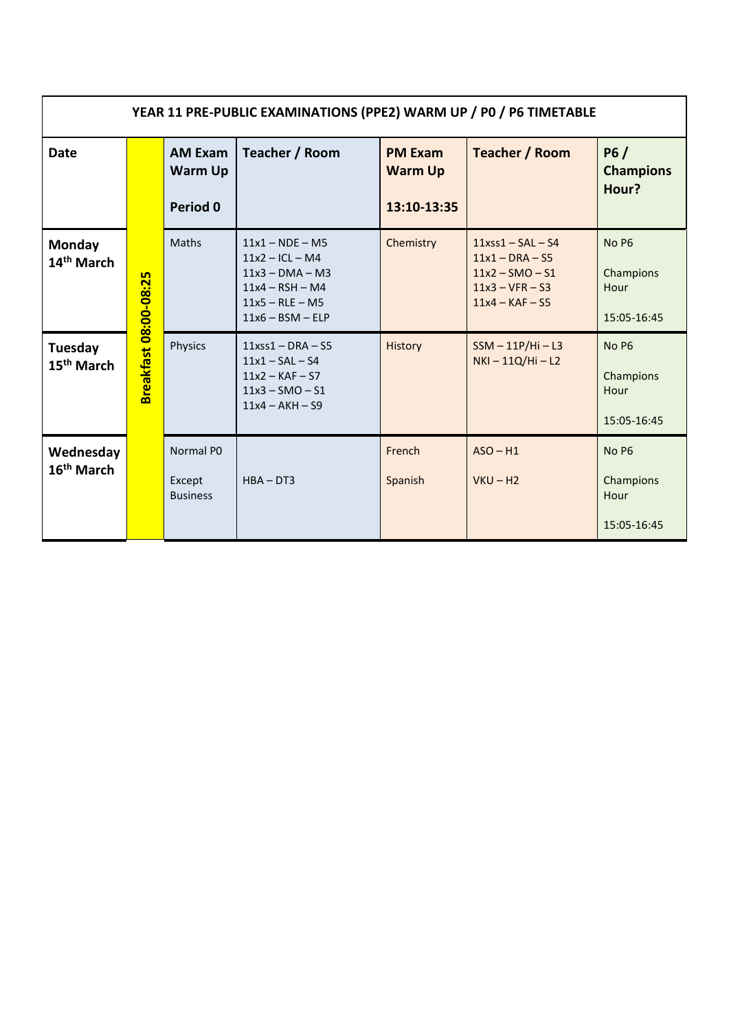| YEAR 11 PRE-PUBLIC EXAMINATIONS (PPE2) WARM UP / P0 / P6 TIMETABLE | | | | | | |
|---|---|---|---|---|---|---|
| **Date** | | **AM Exam Warm Up**<br><br>**Period 0** | **Teacher / Room** | **PM Exam Warm Up**<br><br>**13:10-13:35** | **Teacher / Room** | **P6 / Champions Hour?** |
| **Monday 14th March** | **Breakfast 08:00-08:25** | Maths | 11x1 – NDE – M5<br>11x2 – ICL – M4<br>11x3 – DMA – M3<br>11x4 – RSH – M4<br>11x5 – RLE – M5<br>11x6 – BSM – ELP | Chemistry | 11xss1 – SAL – S4<br>11x1 – DRA – S5<br>11x2 – SMO – S1<br>11x3 – VFR – S3<br>11x4 – KAF – S5 | No P6<br><br>Champions Hour<br><br>15:05-16:45 |
| **Tuesday 15th March** | | Physics | 11xss1 – DRA – S5<br>11x1 – SAL – S4<br>11x2 – KAF – S7<br>11x3 – SMO – S1<br>11x4 – AKH – S9 | History | SSM – 11P/Hi – L3<br>NKI – 11Q/Hi – L2 | No P6<br><br>Champions Hour<br><br>15:05-16:45 |
| **Wednesday 16th March** | | Normal P0<br><br>Except Business | HBA – DT3 | French<br><br>Spanish | ASO – H1<br><br>VKU – H2 | No P6<br><br>Champions Hour<br><br>15:05-16:45 |